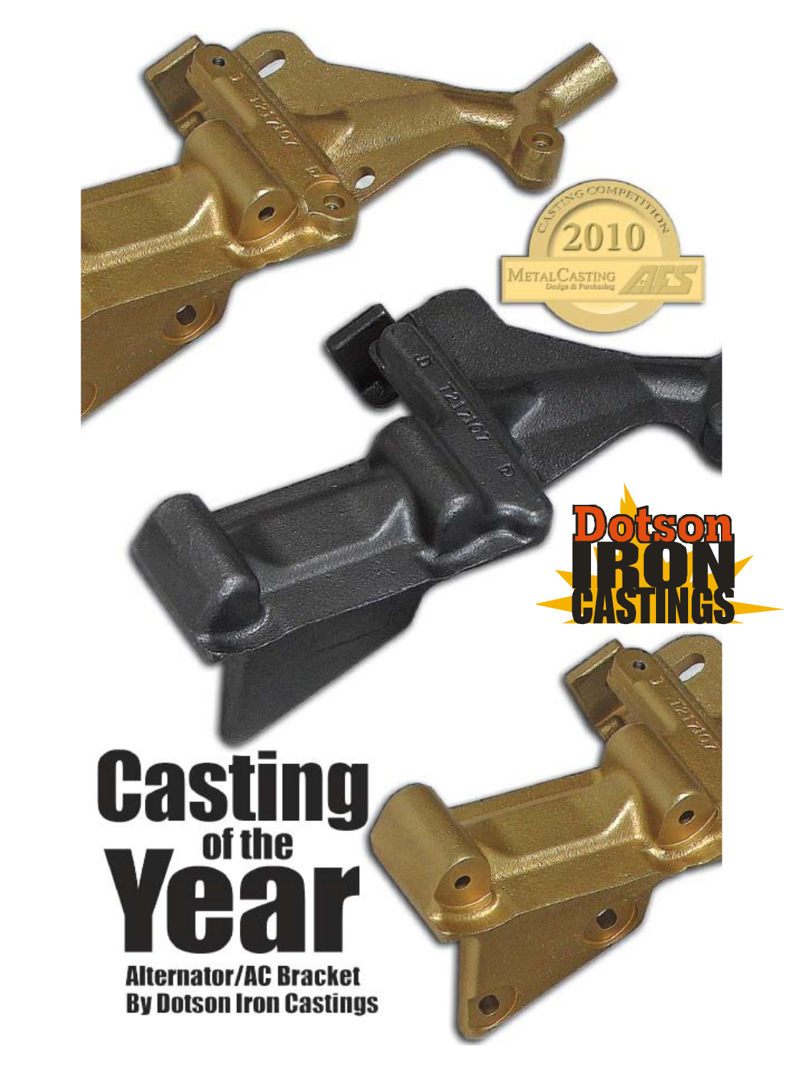# Casting of the Year

## Alternator/AC Bracket By Dotson Iron Castings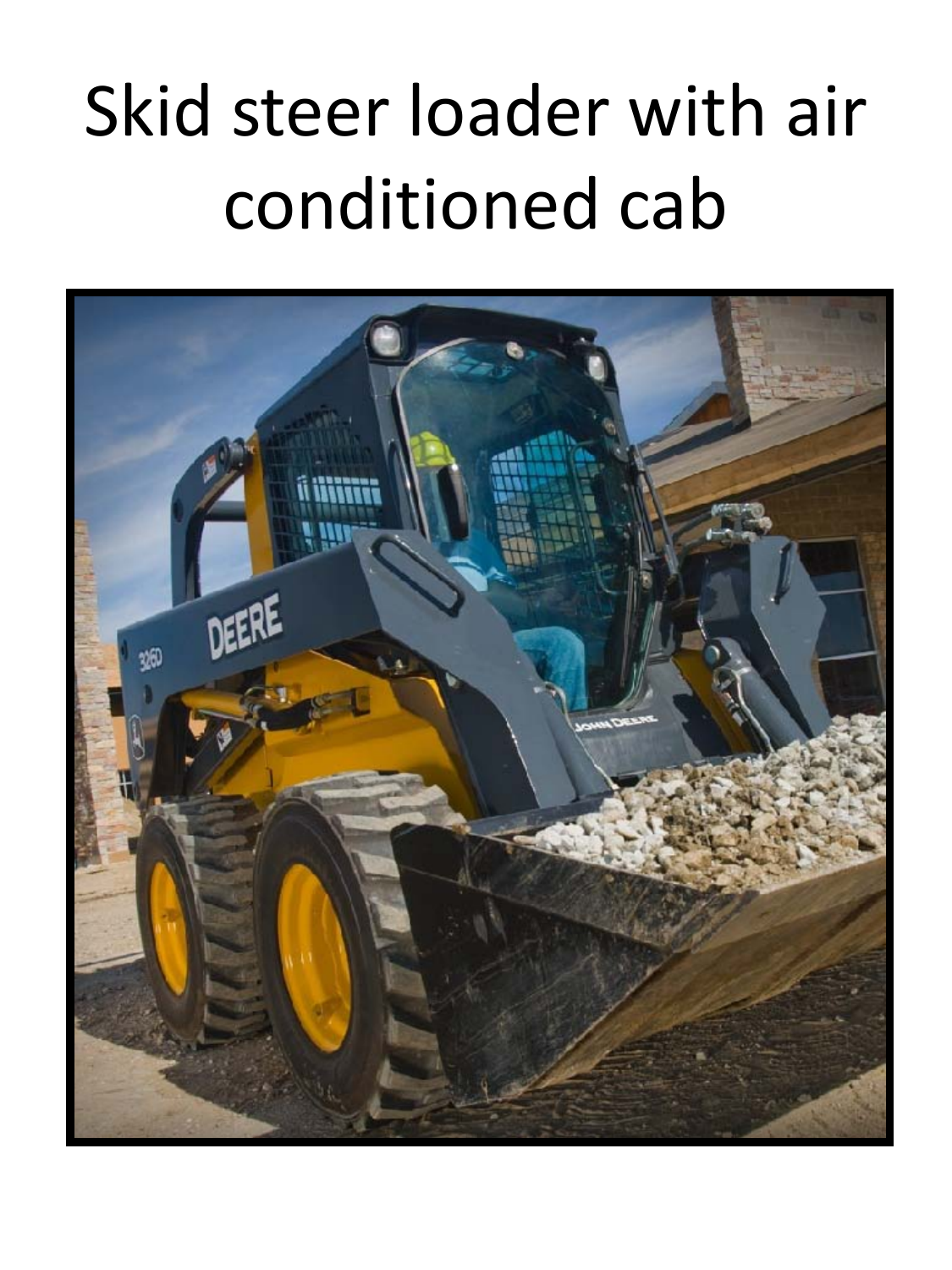# Skid steer loader with air conditioned cab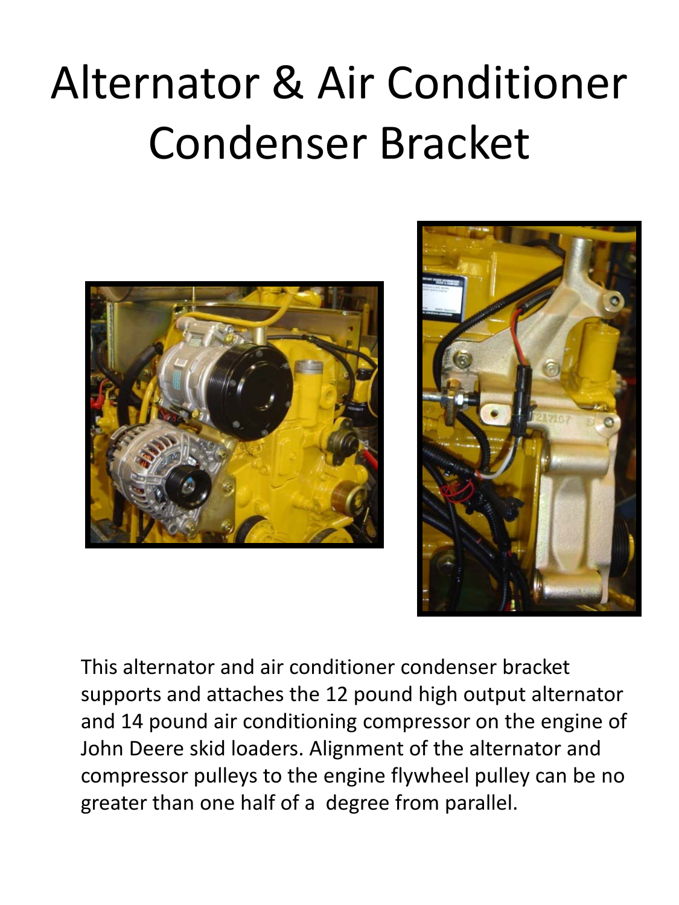# Alternator & Air Conditioner Condenser Bracket

This alternator and air conditioner condenser bracket supports and attaches the 12 pound high output alternator and 14 pound air conditioning compressor on the engine of John Deere skid loaders. Alignment of the alternator and compressor pulleys to the engine flywheel pulley can be no greater than one half of a degree from parallel.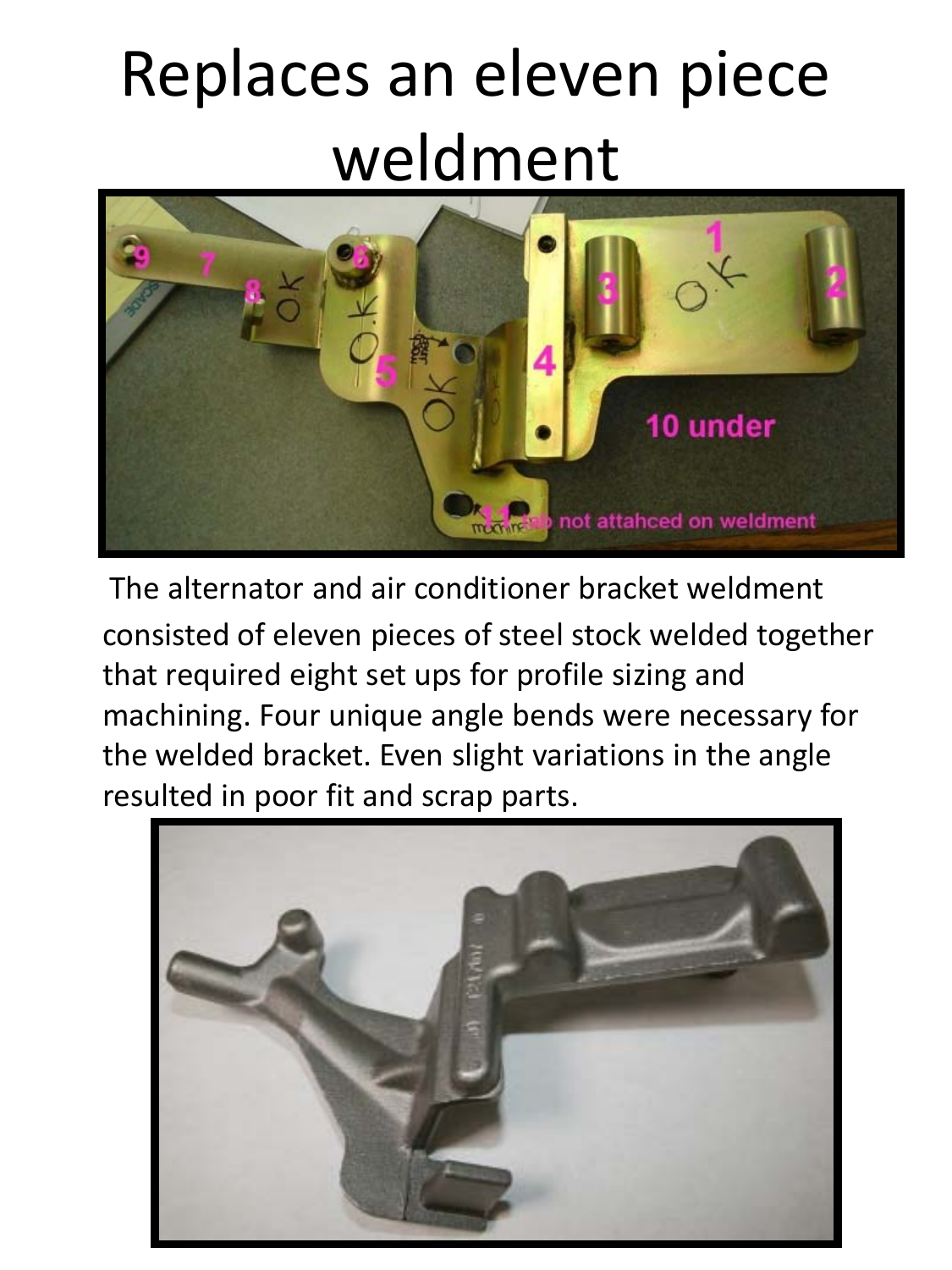# Replaces an eleven piece weldment

The alternator and air conditioner bracket weldment consisted of eleven pieces of steel stock welded together that required eight set ups for profile sizing and machining. Four unique angle bends were necessary for the welded bracket. Even slight variations in the angle resulted in poor fit and scrap parts.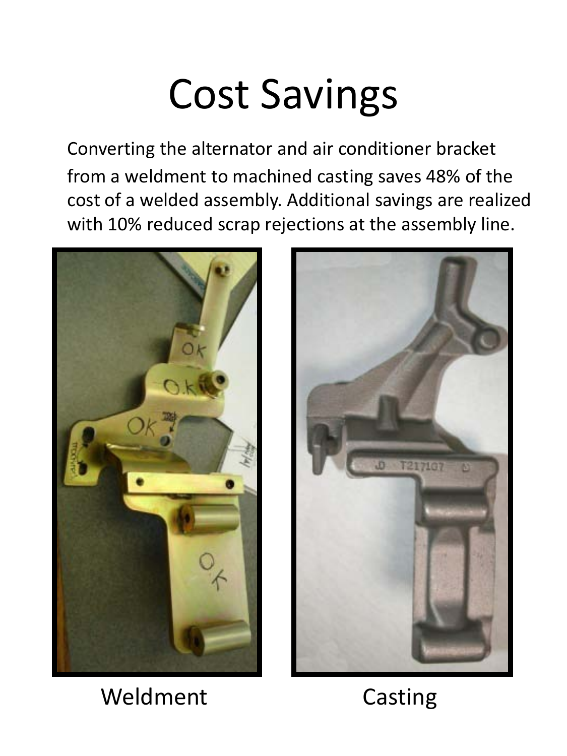# Cost Savings

Converting the alternator and air conditioner bracket from a weldment to machined casting saves 48% of the cost of a welded assembly. Additional savings are realized with 10% reduced scrap rejections at the assembly line.

Weldment

Casting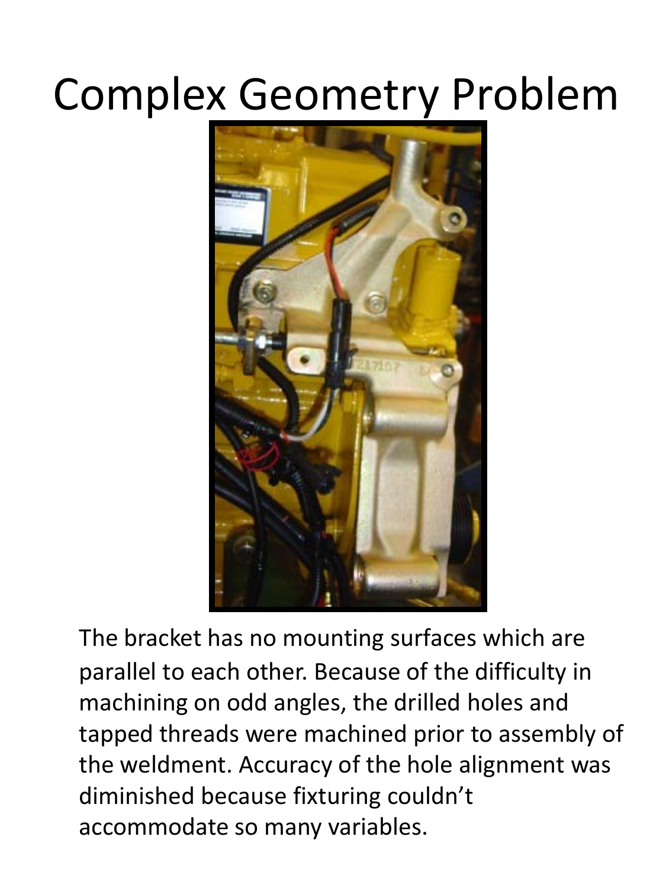# Complex Geometry Problem

The bracket has no mounting surfaces which are parallel to each other. Because of the difficulty in machining on odd angles, the drilled holes and tapped threads were machined prior to assembly of the weldment. Accuracy of the hole alignment was diminished because fixturing couldn't accommodate so many variables.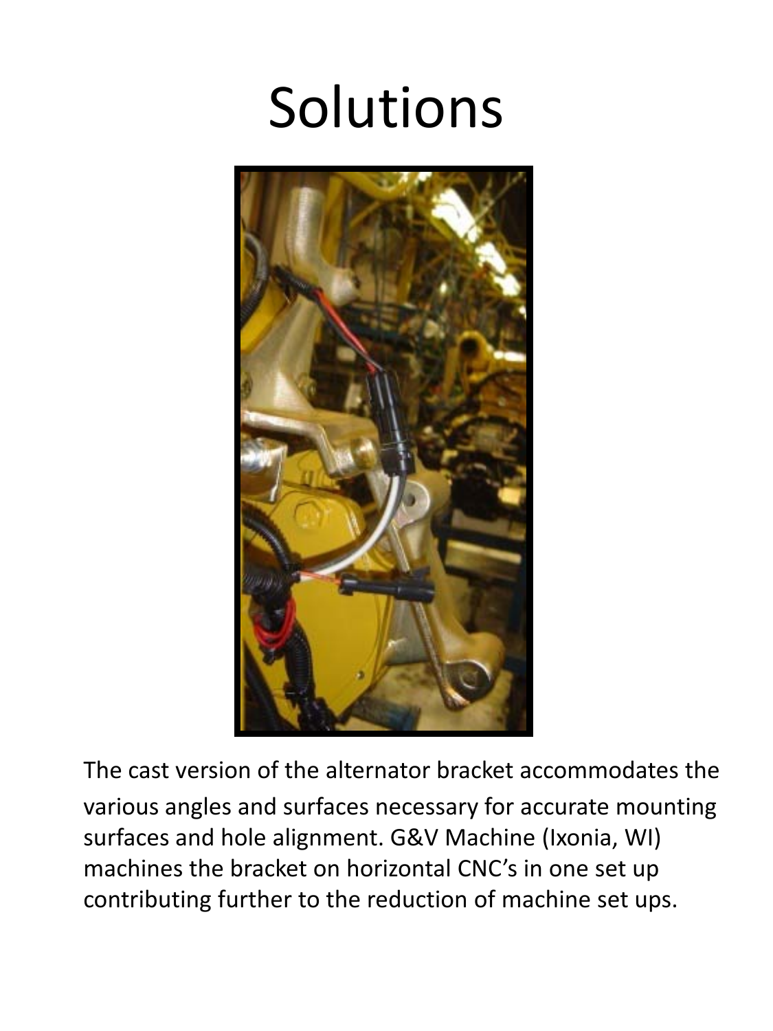# Solutions

The cast version of the alternator bracket accommodates the various angles and surfaces necessary for accurate mounting surfaces and hole alignment. G&V Machine (Ixonia, WI) machines the bracket on horizontal CNC's in one set up contributing further to the reduction of machine set ups.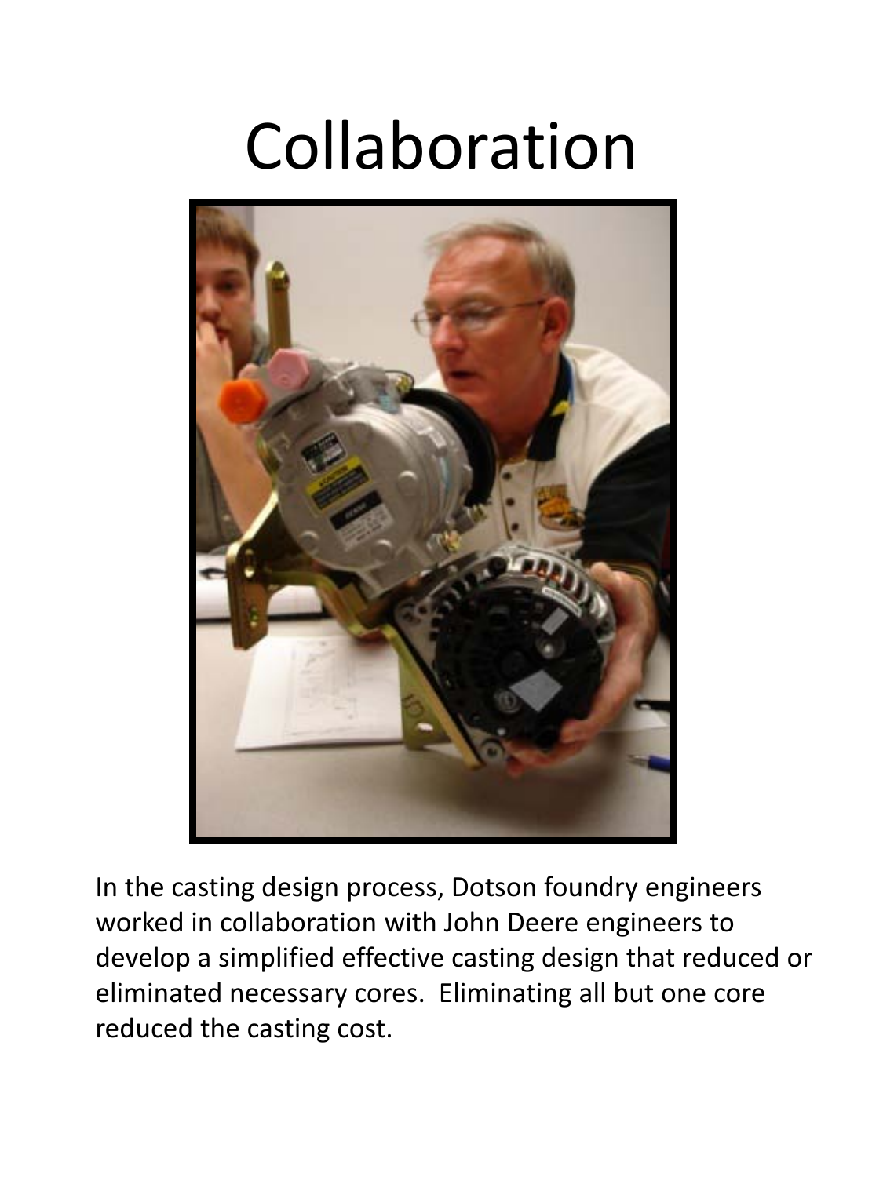# Collaboration

In the casting design process, Dotson foundry engineers worked in collaboration with John Deere engineers to develop a simplified effective casting design that reduced or eliminated necessary cores. Eliminating all but one core reduced the casting cost.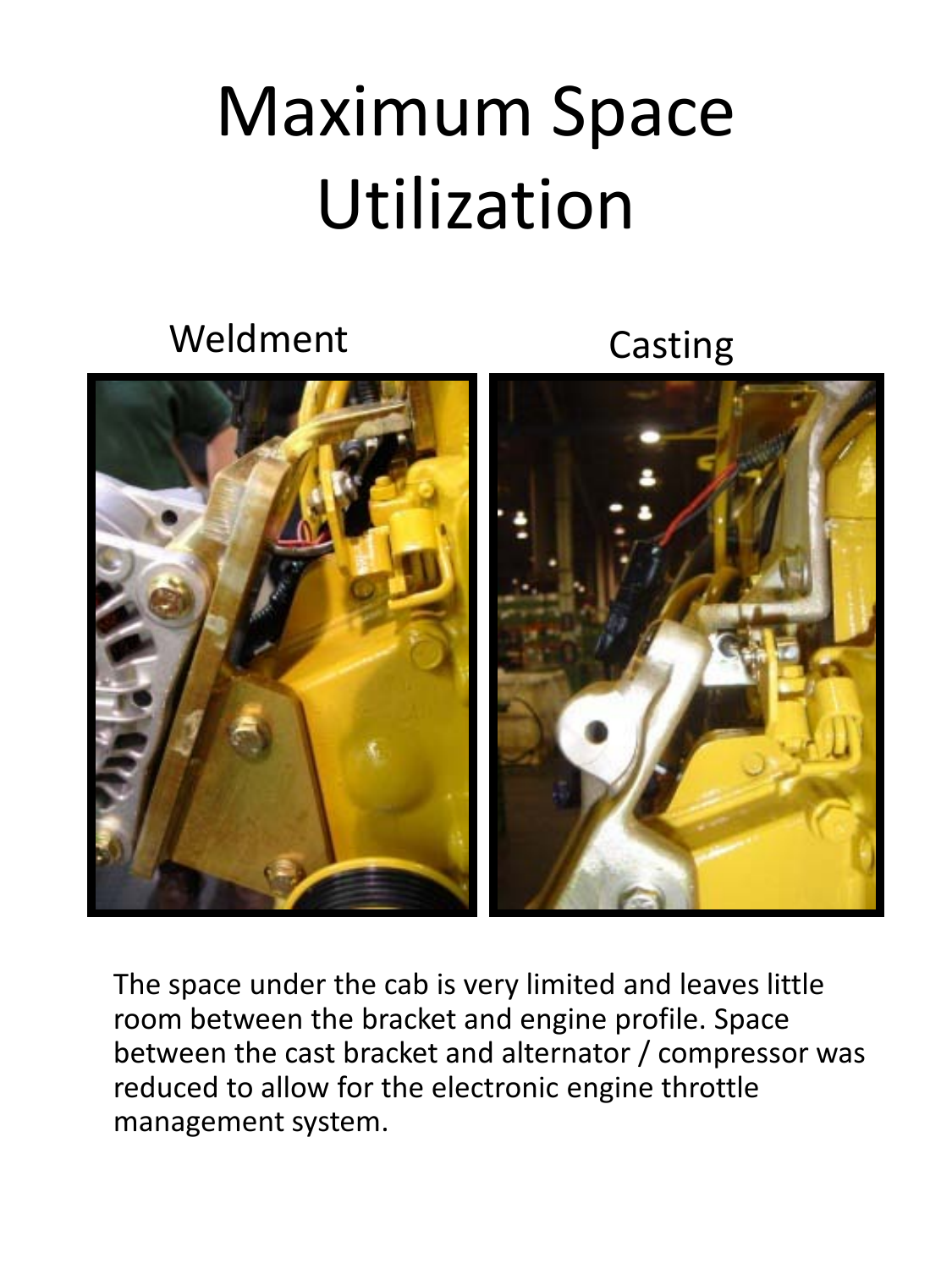# Maximum Space Utilization

Weldment

Casting

The space under the cab is very limited and leaves little room between the bracket and engine profile. Space between the cast bracket and alternator / compressor was reduced to allow for the electronic engine throttle management system.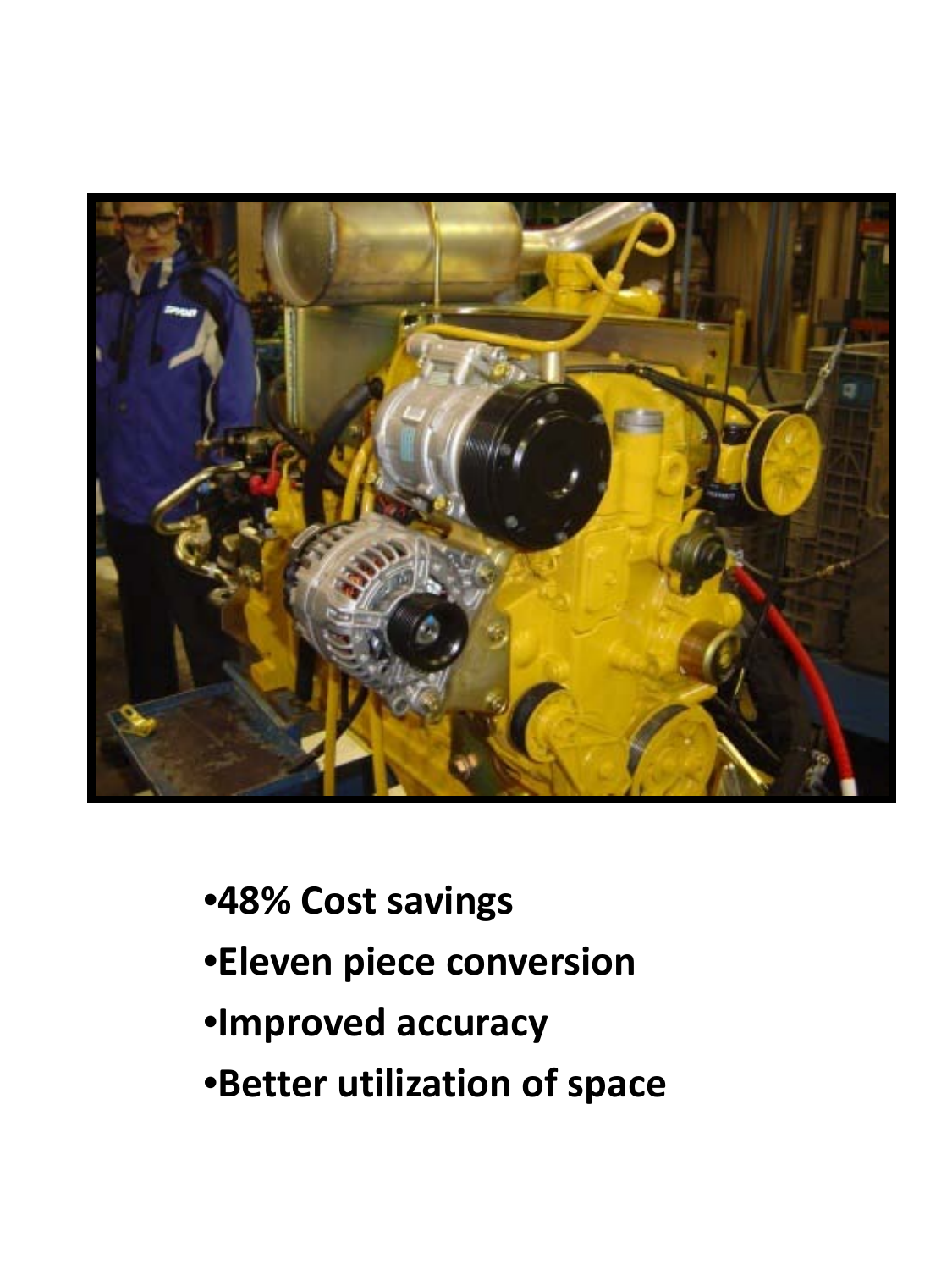- 48% Cost savings
- Eleven piece conversion
- Improved accuracy
- Better utilization of space